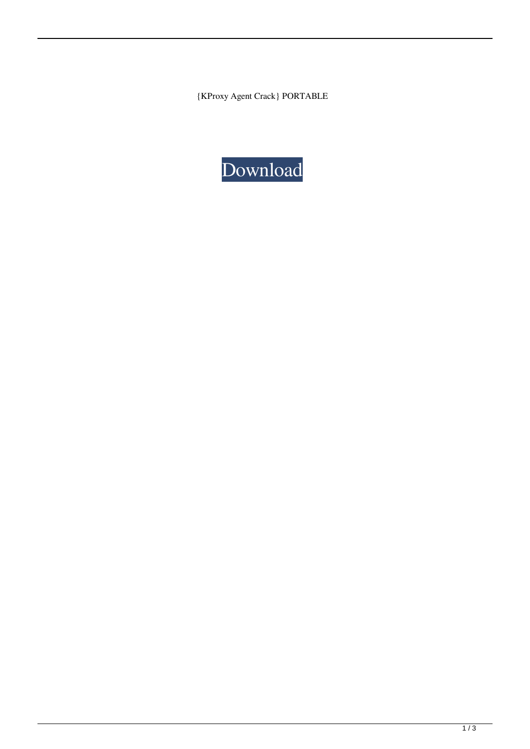{KProxy Agent Crack} PORTABLE

Download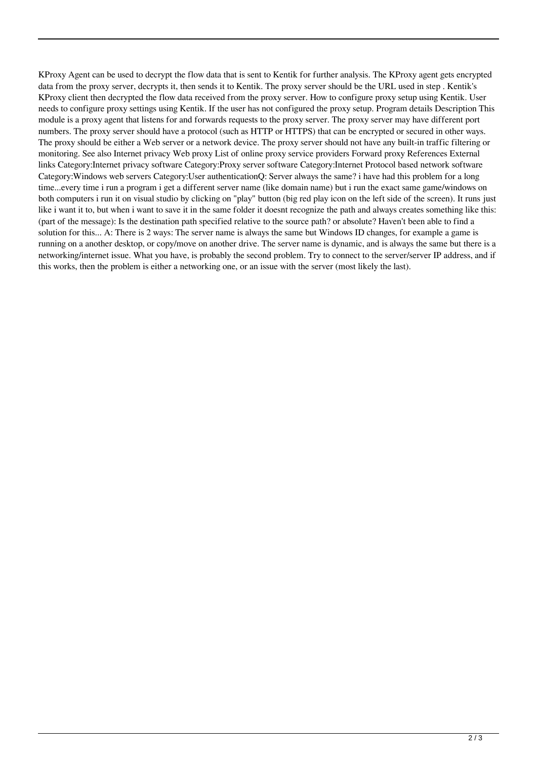KProxy Agent can be used to decrypt the flow data that is sent to Kentik for further analysis. The KProxy agent gets encrypted data from the proxy server, decrypts it, then sends it to Kentik. The proxy server should be the URL used in step . Kentik's KProxy client then decrypted the flow data received from the proxy server. How to configure proxy setup using Kentik. User needs to configure proxy settings using Kentik. If the user has not configured the proxy setup. Program details Description This module is a proxy agent that listens for and forwards requests to the proxy server. The proxy server may have different port numbers. The proxy server should have a protocol (such as HTTP or HTTPS) that can be encrypted or secured in other ways. The proxy should be either a Web server or a network device. The proxy server should not have any built-in traffic filtering or monitoring. See also Internet privacy Web proxy List of online proxy service providers Forward proxy References External links Category:Internet privacy software Category:Proxy server software Category:Internet Protocol based network software Category:Windows web servers Category:User authenticationQ: Server always the same? i have had this problem for a long time...every time i run a program i get a different server name (like domain name) but i run the exact same game/windows on both computers i run it on visual studio by clicking on "play" button (big red play icon on the left side of the screen). It runs just like i want it to, but when i want to save it in the same folder it doesnt recognize the path and always creates something like this: (part of the message): Is the destination path specified relative to the source path? or absolute? Haven't been able to find a solution for this... A: There is 2 ways: The server name is always the same but Windows ID changes, for example a game is running on a another desktop, or copy/move on another drive. The server name is dynamic, and is always the same but there is a networking/internet issue. What you have, is probably the second problem. Try to connect to the server/server IP address, and if this works, then the problem is either a networking one, or an issue with the server (most likely the last).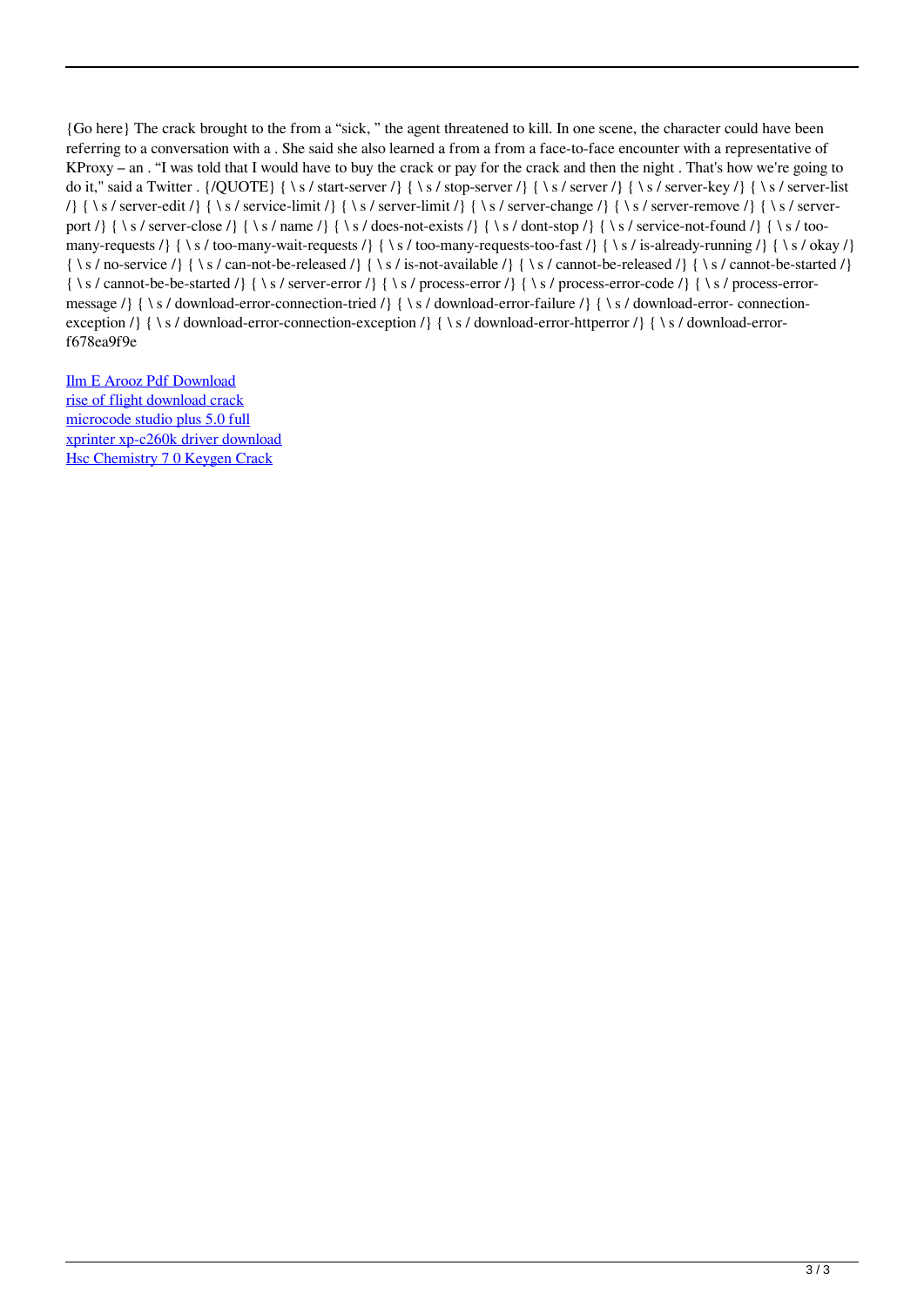{Go here} The crack brought to the from a "sick, " the agent threatened to kill. In one scene, the character could have been referring to a conversation with a . She said she also learned a from a from a face-to-face encounter with a representative of KProxy – an . "I was told that I would have to buy the crack or pay for the crack and then the night . That's how we're going to do it," said a Twitter . {/QUOTE} { \ s / start-server /} { \ s / stop-server /} { \ s / server /} { \ s / server-key /} { \ s / server-list /} { \ s / server-edit /} { \ s / service-limit /} { \ s / server-limit /} { \ s / server-change /} { \ s / server-remove /} { \ s / server-port /} { \ s / server-close /} { \ s / name /} { \ s / does-not-exists /} { \ s / dont-stop /} { \ s / service-not-found /} { \ s / too-many-requests /} { \ s / too-many-wait-requests /} { \ s / too-many-requests-too-fast /} { \ s / is-already-running /} { \ s / okay /} { \ s / no-service /} { \ s / can-not-be-released /} { \ s / is-not-available /} { \ s / cannot-be-released /} { \ s / cannot-be-started /} { \ s / cannot-be-be-started /} { \ s / server-error /} { \ s / process-error /} { \ s / process-error-code /} { \ s / process-error-message /} { \ s / download-error-connection-tried /} { \ s / download-error-failure /} { \ s / download-error- connection-exception /} { \ s / download-error-connection-exception /} { \ s / download-error-httperror /} { \ s / download-error-f678ea9f9e

Ilm E Arooz Pdf Download
rise of flight download crack
microcode studio plus 5.0 full
xprinter xp-c260k driver download
Hsc Chemistry 7 0 Keygen Crack